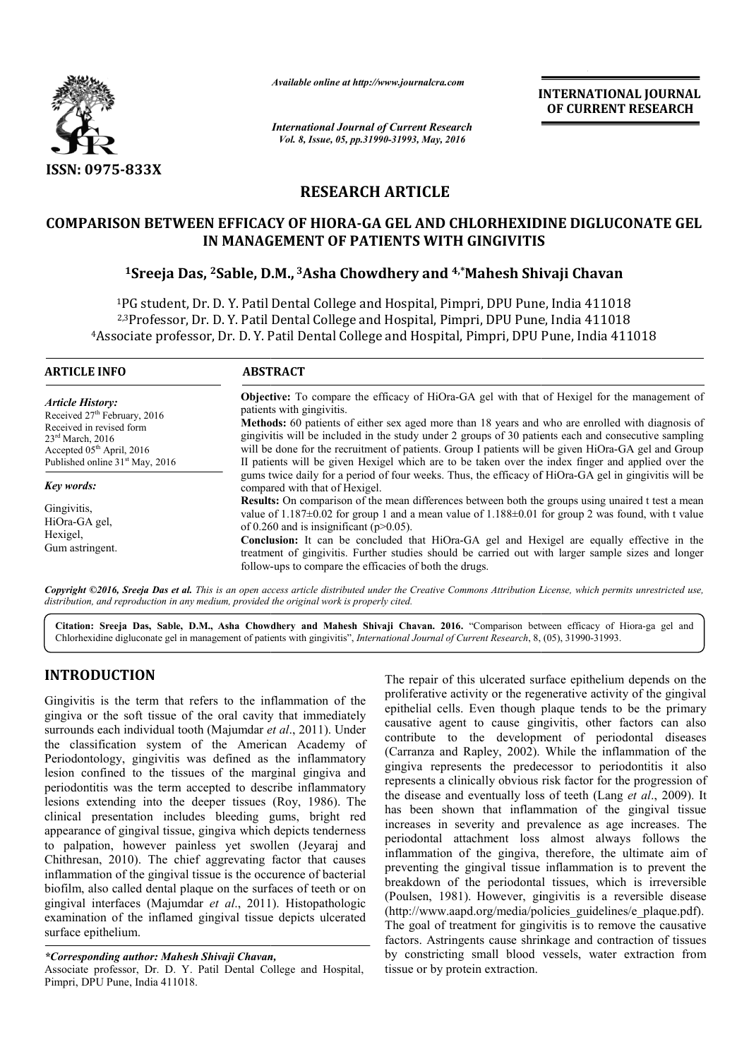*Available online at http://www.journalcra.com*

*International Journal of Current Research*
*Vol. 8, Issue, 05, pp.31990-31993, May, 2016*

**INTERNATIONAL JOURNAL OF CURRENT RESEARCH**

ISSN: 0975-833X

## RESEARCH ARTICLE

# COMPARISON BETWEEN EFFICACY OF HIORA-GA GEL AND CHLORHEXIDINE DIGLUCONATE GEL IN MANAGEMENT OF PATIENTS WITH GINGIVITIS

**[1]Sreeja Das, [2]Sable, D.M., [3]Asha Chowdhery and [4,*]Mahesh Shivaji Chavan**

[1]PG student, Dr. D. Y. Patil Dental College and Hospital, Pimpri, DPU Pune, India 411018
[2,3]Professor, Dr. D. Y. Patil Dental College and Hospital, Pimpri, DPU Pune, India 411018
[4]Associate professor, Dr. D. Y. Patil Dental College and Hospital, Pimpri, DPU Pune, India 411018

**ARTICLE INFO**

*Article History:*
Received 27th February, 2016
Received in revised form
23rd March, 2016
Accepted 05th April, 2016
Published online 31st May, 2016

*Key words:*

Gingivitis,
HiOra-GA gel,
Hexigel,
Gum astringent.

**ABSTRACT**

**Objective:** To compare the efficacy of HiOra-GA gel with that of Hexigel for the management of patients with gingivitis.

**Methods:** 60 patients of either sex aged more than 18 years and who are enrolled with diagnosis of gingivitis will be included in the study under 2 groups of 30 patients each and consecutive sampling will be done for the recruitment of patients. Group I patients will be given HiOra-GA gel and Group II patients will be given Hexigel which are to be taken over the index finger and applied over the gums twice daily for a period of four weeks. Thus, the efficacy of HiOra-GA gel in gingivitis will be compared with that of Hexigel.

**Results:** On comparison of the mean differences between both the groups using unaired t test a mean value of 1.187±0.02 for group 1 and a mean value of 1.188±0.01 for group 2 was found, with t value of 0.260 and is insignificant ($p>0.05$).

**Conclusion:** It can be concluded that HiOra-GA gel and Hexigel are equally effective in the treatment of gingivitis. Further studies should be carried out with larger sample sizes and longer follow-ups to compare the efficacies of both the drugs.

***Copyright ©2016, Sreeja Das et al.** This is an open access article distributed under the Creative Commons Attribution License, which permits unrestricted use, distribution, and reproduction in any medium, provided the original work is properly cited.*

**Citation: Sreeja Das, Sable, D.M., Asha Chowdhery and Mahesh Shivaji Chavan. 2016.** "Comparison between efficacy of Hiora-ga gel and Chlorhexidine digluconate gel in management of patients with gingivitis", *International Journal of Current Research*, 8, (05), 31990-31993.

## INTRODUCTION

Gingivitis is the term that refers to the inflammation of the gingiva or the soft tissue of the oral cavity that immediately surrounds each individual tooth (Majumdar *et al*., 2011). Under the classification system of the American Academy of Periodontology, gingivitis was defined as the inflammatory lesion confined to the tissues of the marginal gingiva and periodontitis was the term accepted to describe inflammatory lesions extending into the deeper tissues (Roy, 1986). The clinical presentation includes bleeding gums, bright red appearance of gingival tissue, gingiva which depicts tenderness to palpation, however painless yet swollen (Jeyaraj and Chithresan, 2010). The chief aggrevating factor that causes inflammation of the gingival tissue is the occurence of bacterial biofilm, also called dental plaque on the surfaces of teeth or on gingival interfaces (Majumdar *et al*., 2011). Histopathologic examination of the inflamed gingival tissue depicts ulcerated surface epithelium.

The repair of this ulcerated surface epithelium depends on the proliferative activity or the regenerative activity of the gingival epithelial cells. Even though plaque tends to be the primary causative agent to cause gingivitis, other factors can also contribute to the development of periodontal diseases (Carranza and Rapley, 2002). While the inflammation of the gingiva represents the predecessor to periodontitis it also represents a clinically obvious risk factor for the progression of the disease and eventually loss of teeth (Lang *et al*., 2009). It has been shown that inflammation of the gingival tissue increases in severity and prevalence as age increases. The periodontal attachment loss almost always follows the inflammation of the gingiva, therefore, the ultimate aim of preventing the gingival tissue inflammation is to prevent the breakdown of the periodontal tissues, which is irreversible (Poulsen, 1981). However, gingivitis is a reversible disease (http://www.aapd.org/media/policies_guidelines/e_plaque.pdf). The goal of treatment for gingivitis is to remove the causative factors. Astringents cause shrinkage and contraction of tissues by constricting small blood vessels, water extraction from tissue or by protein extraction.

**\*Corresponding author: *Mahesh Shivaji Chavan*,**
Associate professor, Dr. D. Y. Patil Dental College and Hospital, Pimpri, DPU Pune, India 411018.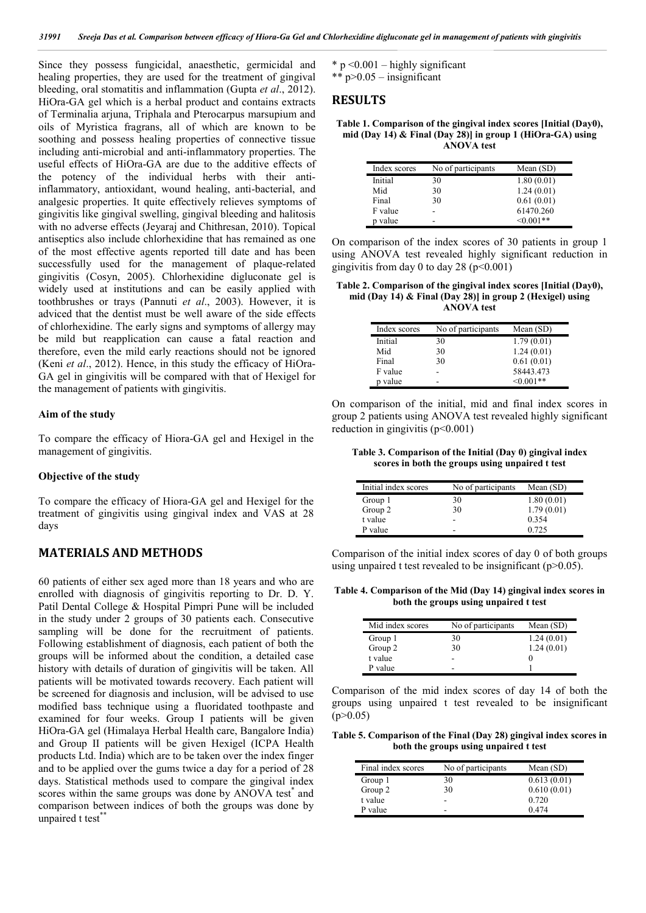Since they possess fungicidal, anaesthetic, germicidal and healing properties, they are used for the treatment of gingival bleeding, oral stomatitis and inflammation (Gupta *et al*., 2012). HiOra-GA gel which is a herbal product and contains extracts of Terminalia arjuna, Triphala and Pterocarpus marsupium and oils of Myristica fragrans, all of which are known to be soothing and possess healing properties of connective tissue including anti-microbial and anti-inflammatory properties. The useful effects of HiOra-GA are due to the additive effects of the potency of the individual herbs with their anti-inflammatory, antioxidant, wound healing, anti-bacterial, and analgesic properties. It quite effectively relieves symptoms of gingivitis like gingival swelling, gingival bleeding and halitosis with no adverse effects (Jeyaraj and Chithresan, 2010). Topical antiseptics also include chlorhexidine that has remained as one of the most effective agents reported till date and has been successfully used for the management of plaque-related gingivitis (Cosyn, 2005). Chlorhexidine digluconate gel is widely used at institutions and can be easily applied with toothbrushes or trays (Pannuti *et al*., 2003). However, it is adviced that the dentist must be well aware of the side effects of chlorhexidine. The early signs and symptoms of allergy may be mild but reapplication can cause a fatal reaction and therefore, even the mild early reactions should not be ignored (Keni *et al*., 2012). Hence, in this study the efficacy of HiOra-GA gel in gingivitis will be compared with that of Hexigel for the management of patients with gingivitis.

#### Aim of the study

To compare the efficacy of Hiora-GA gel and Hexigel in the management of gingivitis.

#### Objective of the study

To compare the efficacy of Hiora-GA gel and Hexigel for the treatment of gingivitis using gingival index and VAS at 28 days

## MATERIALS AND METHODS

60 patients of either sex aged more than 18 years and who are enrolled with diagnosis of gingivitis reporting to Dr. D. Y. Patil Dental College & Hospital Pimpri Pune will be included in the study under 2 groups of 30 patients each. Consecutive sampling will be done for the recruitment of patients. Following establishment of diagnosis, each patient of both the groups will be informed about the condition, a detailed case history with details of duration of gingivitis will be taken. All patients will be motivated towards recovery. Each patient will be screened for diagnosis and inclusion, will be advised to use modified bass technique using a fluoridated toothpaste and examined for four weeks. Group I patients will be given HiOra-GA gel (Himalaya Herbal Health care, Bangalore India) and Group II patients will be given Hexigel (ICPA Health products Ltd. India) which are to be taken over the index finger and to be applied over the gums twice a day for a period of 28 days. Statistical methods used to compare the gingival index scores within the same groups was done by ANOVA test* and comparison between indices of both the groups was done by unpaired t test**

* $p < 0.001$ – highly significant
** $p > 0.05$ – insignificant

## RESULTS

**Table 1. Comparison of the gingival index scores [Initial (Day0), mid (Day 14) & Final (Day 28)] in group 1 (HiOra-GA) using ANOVA test**

| Index scores | No of participants | Mean (SD) |
|---|---|---|
| Initial | 30 | 1.80 (0.01) |
| Mid | 30 | 1.24 (0.01) |
| Final | 30 | 0.61 (0.01) |
| F value | - | 61470.260 |
| p value | - | <0.001** |

On comparison of the index scores of 30 patients in group 1 using ANOVA test revealed highly significant reduction in gingivitis from day 0 to day 28 ($p<0.001$)

**Table 2. Comparison of the gingival index scores [Initial (Day0), mid (Day 14) & Final (Day 28)] in group 2 (Hexigel) using ANOVA test**

| Index scores | No of participants | Mean (SD) |
|---|---|---|
| Initial | 30 | 1.79 (0.01) |
| Mid | 30 | 1.24 (0.01) |
| Final | 30 | 0.61 (0.01) |
| F value | - | 58443.473 |
| p value | - | <0.001** |

On comparison of the initial, mid and final index scores in group 2 patients using ANOVA test revealed highly significant reduction in gingivitis ($p<0.001$)

**Table 3. Comparison of the Initial (Day 0) gingival index scores in both the groups using unpaired t test**

| Initial index scores | No of participants | Mean (SD) |
|---|---|---|
| Group 1 | 30 | 1.80 (0.01) |
| Group 2 | 30 | 1.79 (0.01) |
| t value | - | 0.354 |
| P value | - | 0.725 |

Comparison of the initial index scores of day 0 of both groups using unpaired t test revealed to be insignificant ($p>0.05$).

**Table 4. Comparison of the Mid (Day 14) gingival index scores in both the groups using unpaired t test**

| Mid index scores | No of participants | Mean (SD) |
|---|---|---|
| Group 1 | 30 | 1.24 (0.01) |
| Group 2 | 30 | 1.24 (0.01) |
| t value | - | 0 |
| P value | - | 1 |

Comparison of the mid index scores of day 14 of both the groups using unpaired t test revealed to be insignificant ($p>0.05$)

**Table 5. Comparison of the Final (Day 28) gingival index scores in both the groups using unpaired t test**

| Final index scores | No of participants | Mean (SD) |
|---|---|---|
| Group 1 | 30 | 0.613 (0.01) |
| Group 2 | 30 | 0.610 (0.01) |
| t value | - | 0.720 |
| P value | - | 0.474 |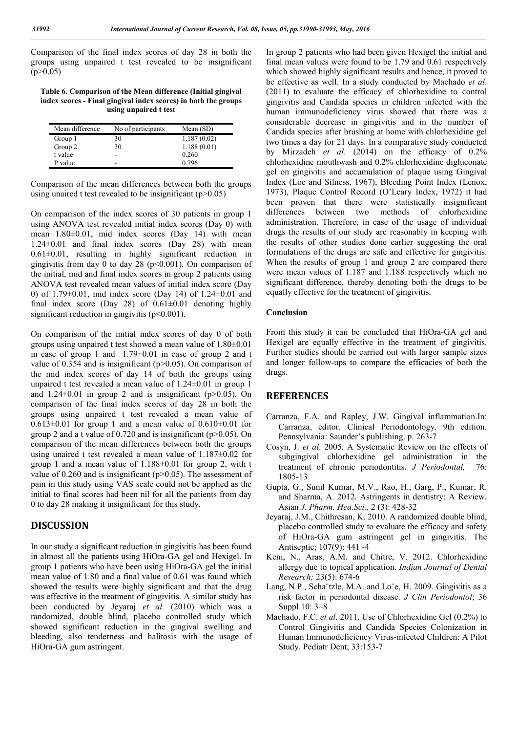Comparison of the final index scores of day 28 in both the groups using unpaired t test revealed to be insignificant ($p>0.05$)

**Table 6. Comparison of the Mean difference (Initial gingival index scores - Final gingival index scores) in both the groups using unpaired t test**

| Mean difference | No of participants | Mean (SD) |
|---|---|---|
| Group 1 | 30 | 1.187 (0.02) |
| Group 2 | 30 | 1.188 (0.01) |
| t value | - | 0.260 |
| P value | - | 0.796 |

Comparison of the mean differences between both the groups using unaired t test revealed to be insignificant ($p>0.05$)

On comparison of the index scores of 30 patients in group 1 using ANOVA test revealed initial index scores (Day 0) with mean 1.80±0.01, mid index scores (Day 14) with mean 1.24±0.01 and final index scores (Day 28) with mean 0.61±0.01, resulting in highly significant reduction in gingivitis from day 0 to day 28 ($p<0.001$). On comparison of the initial, mid and final index scores in group 2 patients using ANOVA test revealed mean values of initial index score (Day 0) of 1.79±0.01, mid index score (Day 14) of 1.24±0.01 and final index score (Day 28) of 0.61±0.01 denoting highly significant reduction in gingivitis ($p<0.001$).

On comparison of the initial index scores of day 0 of both groups using unpaired t test showed a mean value of 1.80±0.01 in case of group 1 and 1.79±0.01 in case of group 2 and t value of 0.354 and is insignificant ($p>0.05$). On comparison of the mid index scores of day 14 of both the groups using unpaired t test revealed a mean value of 1.24±0.01 in group 1 and 1.24±0.01 in group 2 and is insignificant ($p>0.05$). On comparison of the final index scores of day 28 in both the groups using unpaired t test revealed a mean value of 0.613±0.01 for group 1 and a mean value of 0.610±0.01 for group 2 and a t value of 0.720 and is insignificant ($p>0.05$). On comparison of the mean differences between both the groups using unaired t test revealed a mean value of 1.187±0.02 for group 1 and a mean value of 1.188±0.01 for group 2, with t value of 0.260 and is insignificant ($p>0.05$). The assessment of pain in this study using VAS scale could not be applied as the initial to final scores had been nil for all the patients from day 0 to day 28 making it insignificant for this study.

## DISCUSSION

In our study a significant reduction in gingivitis has been found in almost all the patients using HiOra-GA gel and Hexigel. In group 1 patients who have been using HiOra-GA gel the initial mean value of 1.80 and a final value of 0.61 was found which showed the results were highly significant and that the drug was effective in the treatment of gingivitis. A similar study has been conducted by Jeyaraj *et al.* (2010) which was a randomized, double blind, placebo controlled study which showed significant reduction in the gingival swelling and bleeding, also tenderness and halitosis with the usage of HiOra-GA gum astringent.

In group 2 patients who had been given Hexigel the initial and final mean values were found to be 1.79 and 0.61 respectively which showed highly significant results and hence, it proved to be effective as well. In a study conducted by Machado *et al*. (2011) to evaluate the efficacy of chlorhexidine to control gingivitis and Candida species in children infected with the human immunodeficiency virus showed that there was a considerable decrease in gingivitis and in the number of Candida species after brushing at home with chlorhexidine gel two times a day for 21 days. In a comparative study conducted by Mirzadeh *et al*. (2014) on the efficacy of 0.2% chlorhexidine mouthwash and 0.2% chlorhexidine digluconate gel on gingivitis and accumulation of plaque using Gingival Index (Loe and Silness, 1967), Bleeding Point Index (Lenox, 1973), Plaque Control Record (O'Leary Index, 1972) it had been proven that there were statistically insignificant differences between two methods of chlorhexidine administration. Therefore, in case of the usage of individual drugs the results of our study are reasonably in keeping with the results of other studies done earlier suggesting the oral formulations of the drugs are safe and effective for gingivitis. When the results of group 1 and group 2 are compared there were mean values of 1.187 and 1.188 respectively which no significant difference, thereby denoting both the drugs to be equally effective for the treatment of gingivitis.

### Conclusion

From this study it can be concluded that HiOra-GA gel and Hexigel are equally effective in the treatment of gingivitis. Further studies should be carried out with larger sample sizes and longer follow-ups to compare the efficacies of both the drugs.

## REFERENCES

- Carranza, F.A. and Rapley, J.W. Gingival inflammation.In: Carranza, editor. Clinical Periodontology. 9th edition. Pennsylvania: Saunder's publishing. p. 263-7
- Cosyn, J. *et al*. 2005. A Systematic Review on the effects of subgingival chlorhexidine gel administration in the treatment of chronic periodontitis. *J Periodontal,* 76: 1805-13
- Gupta, G., Sunil Kumar, M.V., Rao, H., Garg, P., Kumar, R. and Sharma, A. 2012. Astringents in dentistry: A Review. Asian *J. Pharm. Hea.Sci.,* 2 (3): 428-32
- Jeyaraj, J.M., Chithresan, K. 2010. A randomized double blind, placebo controlled study to evaluate the efficacy and safety of HiOra-GA gum astringent gel in gingivitis. The Antiseptic; 107(9): 441 -4
- Keni, N., Aras, A.M. and Chitre, V. 2012. Chlorhexidine allergy due to topical application. *Indian Journal of Dental Research;* 23(5): 674-6
- Lang, N.P., Scha¨tzle, M.A. and Lo¨e, H. 2009. Gingivitis as a risk factor in periodontal disease. *J Clin Periodontol*; 36 Suppl 10: 3–8
- Machado, F.C. *et al*. 2011. Use of Chlorhexidine Gel (0.2%) to Control Gingivitis and Candida Species Colonization in Human Immunodeficiency Virus-infected Children: A Pilot Study. Pediatr Dent; 33:153-7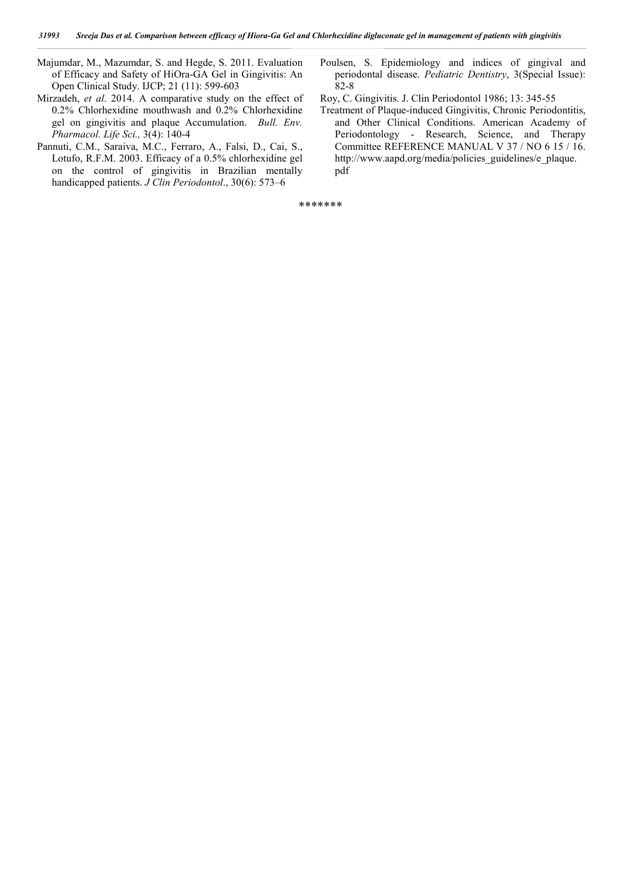Majumdar, M., Mazumdar, S. and Hegde, S. 2011. Evaluation of Efficacy and Safety of HiOra-GA Gel in Gingivitis: An Open Clinical Study. IJCP; 21 (11): 599-603

Mirzadeh, *et al*. 2014. A comparative study on the effect of 0.2% Chlorhexidine mouthwash and 0.2% Chlorhexidine gel on gingivitis and plaque Accumulation. *Bull. Env. Pharmacol. Life Sci.,* 3(4): 140-4

Pannuti, C.M., Saraiva, M.C., Ferraro, A., Falsi, D., Cai, S., Lotufo, R.F.M. 2003. Efficacy of a 0.5% chlorhexidine gel on the control of gingivitis in Brazilian mentally handicapped patients. *J Clin Periodontol*., 30(6): 573–6

Poulsen, S. Epidemiology and indices of gingival and periodontal disease. *Pediatric Dentistry*, 3(Special Issue): 82-8

Roy, C. Gingivitis. J. Clin Periodontol 1986; 13: 345-55

Treatment of Plaque-induced Gingivitis, Chronic Periodontitis, and Other Clinical Conditions. American Academy of Periodontology - Research, Science, and Therapy Committee REFERENCE MANUAL V 37 / NO 6 15 / 16. http://www.aapd.org/media/policies_guidelines/e_plaque.pdf

*******